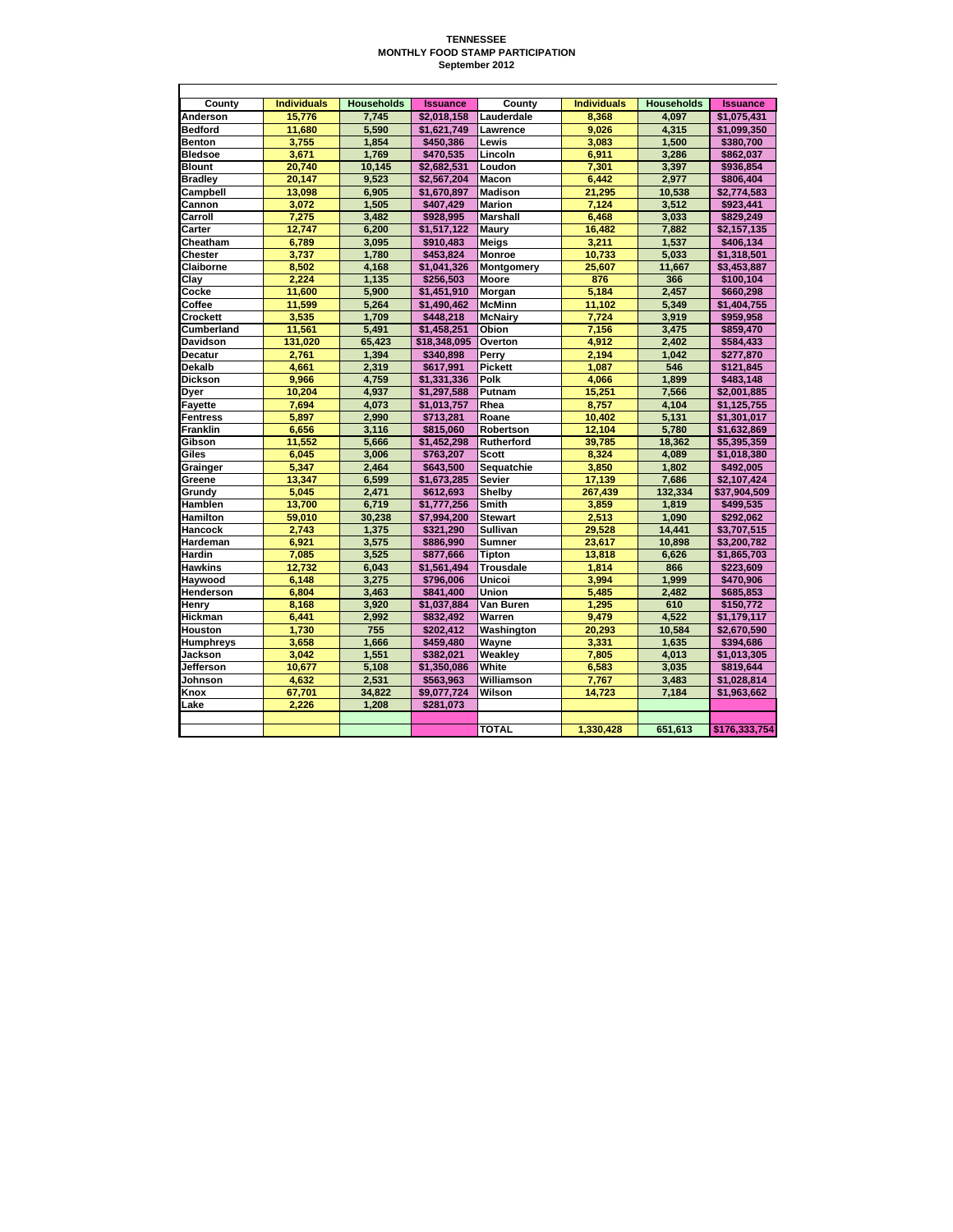# TENNESSEE
## MONTHLY FOOD STAMP PARTICIPATION
### September 2012

| County | Individuals | Households | Issuance | County | Individuals | Households | Issuance |
|---|---|---|---|---|---|---|---|
| Anderson | 15,776 | 7,745 | $2,018,158 | Lauderdale | 8,368 | 4,097 | $1,075,431 |
| Bedford | 11,680 | 5,590 | $1,621,749 | Lawrence | 9,026 | 4,315 | $1,099,350 |
| Benton | 3,755 | 1,854 | $450,386 | Lewis | 3,083 | 1,500 | $380,700 |
| Bledsoe | 3,671 | 1,769 | $470,535 | Lincoln | 6,911 | 3,286 | $862,037 |
| Blount | 20,740 | 10,145 | $2,682,531 | Loudon | 7,301 | 3,397 | $936,854 |
| Bradley | 20,147 | 9,523 | $2,567,204 | Macon | 6,442 | 2,977 | $806,404 |
| Campbell | 13,098 | 6,905 | $1,670,897 | Madison | 21,295 | 10,538 | $2,774,583 |
| Cannon | 3,072 | 1,505 | $407,429 | Marion | 7,124 | 3,512 | $923,441 |
| Carroll | 7,275 | 3,482 | $928,995 | Marshall | 6,468 | 3,033 | $829,249 |
| Carter | 12,747 | 6,200 | $1,517,122 | Maury | 16,482 | 7,882 | $2,157,135 |
| Cheatham | 6,789 | 3,095 | $910,483 | Meigs | 3,211 | 1,537 | $406,134 |
| Chester | 3,737 | 1,780 | $453,824 | Monroe | 10,733 | 5,033 | $1,318,501 |
| Claiborne | 8,502 | 4,168 | $1,041,326 | Montgomery | 25,607 | 11,667 | $3,453,887 |
| Clay | 2,224 | 1,135 | $256,503 | Moore | 876 | 366 | $100,104 |
| Cocke | 11,600 | 5,900 | $1,451,910 | Morgan | 5,184 | 2,457 | $660,298 |
| Coffee | 11,599 | 5,264 | $1,490,462 | McMinn | 11,102 | 5,349 | $1,404,755 |
| Crockett | 3,535 | 1,709 | $448,218 | McNairy | 7,724 | 3,919 | $959,958 |
| Cumberland | 11,561 | 5,491 | $1,458,251 | Obion | 7,156 | 3,475 | $859,470 |
| Davidson | 131,020 | 65,423 | $18,348,095 | Overton | 4,912 | 2,402 | $584,433 |
| Decatur | 2,761 | 1,394 | $340,898 | Perry | 2,194 | 1,042 | $277,870 |
| Dekalb | 4,661 | 2,319 | $617,991 | Pickett | 1,087 | 546 | $121,845 |
| Dickson | 9,966 | 4,759 | $1,331,336 | Polk | 4,066 | 1,899 | $483,148 |
| Dyer | 10,204 | 4,937 | $1,297,588 | Putnam | 15,251 | 7,566 | $2,001,885 |
| Fayette | 7,694 | 4,073 | $1,013,757 | Rhea | 8,757 | 4,104 | $1,125,755 |
| Fentress | 5,897 | 2,990 | $713,281 | Roane | 10,402 | 5,131 | $1,301,017 |
| Franklin | 6,656 | 3,116 | $815,060 | Robertson | 12,104 | 5,780 | $1,632,869 |
| Gibson | 11,552 | 5,666 | $1,452,298 | Rutherford | 39,785 | 18,362 | $5,395,359 |
| Giles | 6,045 | 3,006 | $763,207 | Scott | 8,324 | 4,089 | $1,018,380 |
| Grainger | 5,347 | 2,464 | $643,500 | Sequatchie | 3,850 | 1,802 | $492,005 |
| Greene | 13,347 | 6,599 | $1,673,285 | Sevier | 17,139 | 7,686 | $2,107,424 |
| Grundy | 5,045 | 2,471 | $612,693 | Shelby | 267,439 | 132,334 | $37,904,509 |
| Hamblen | 13,700 | 6,719 | $1,777,256 | Smith | 3,859 | 1,819 | $499,535 |
| Hamilton | 59,010 | 30,238 | $7,994,200 | Stewart | 2,513 | 1,090 | $292,062 |
| Hancock | 2,743 | 1,375 | $321,290 | Sullivan | 29,528 | 14,441 | $3,707,515 |
| Hardeman | 6,921 | 3,575 | $886,990 | Sumner | 23,617 | 10,898 | $3,200,782 |
| Hardin | 7,085 | 3,525 | $877,666 | Tipton | 13,818 | 6,626 | $1,865,703 |
| Hawkins | 12,732 | 6,043 | $1,561,494 | Trousdale | 1,814 | 866 | $223,609 |
| Haywood | 6,148 | 3,275 | $796,006 | Unicoi | 3,994 | 1,999 | $470,906 |
| Henderson | 6,804 | 3,463 | $841,400 | Union | 5,485 | 2,482 | $685,853 |
| Henry | 8,168 | 3,920 | $1,037,884 | Van Buren | 1,295 | 610 | $150,772 |
| Hickman | 6,441 | 2,992 | $832,492 | Warren | 9,479 | 4,522 | $1,179,117 |
| Houston | 1,730 | 755 | $202,412 | Washington | 20,293 | 10,584 | $2,670,590 |
| Humphreys | 3,658 | 1,666 | $459,480 | Wayne | 3,331 | 1,635 | $394,686 |
| Jackson | 3,042 | 1,551 | $382,021 | Weakley | 7,805 | 4,013 | $1,013,305 |
| Jefferson | 10,677 | 5,108 | $1,350,086 | White | 6,583 | 3,035 | $819,644 |
| Johnson | 4,632 | 2,531 | $563,963 | Williamson | 7,767 | 3,483 | $1,028,814 |
| Knox | 67,701 | 34,822 | $9,077,724 | Wilson | 14,723 | 7,184 | $1,963,662 |
| Lake | 2,226 | 1,208 | $281,073 | | | | |
| | | | | | | | |
| | | | | TOTAL | 1,330,428 | 651,613 | $176,333,754 |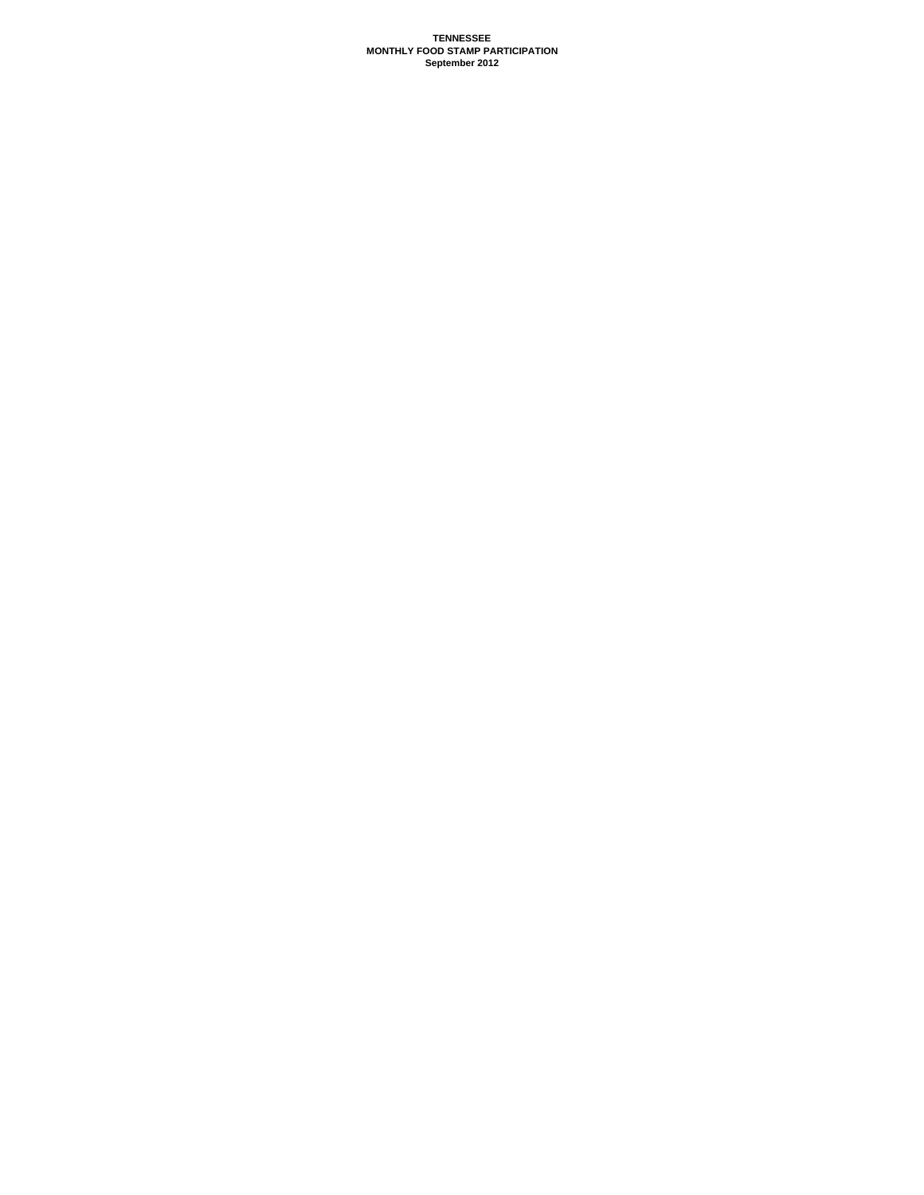**TENNESSEE**
**MONTHLY FOOD STAMP PARTICIPATION**
**September 2012**